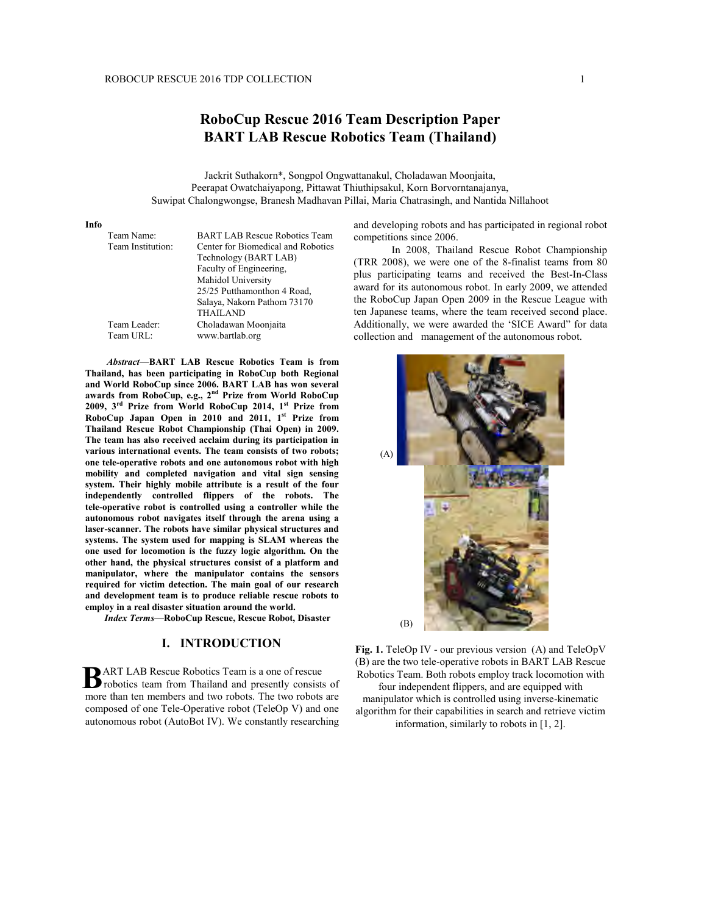# RoboCup Rescue 2016 Team Description Paper
# BART LAB Rescue Robotics Team (Thailand)

Jackrit Suthakorn*, Songpol Ongwattanakul, Choladawan Moonjaita, Peerapat Owatchaiyapong, Pittawat Thiuthipsakul, Korn Borvorntanajanya, Suwipat Chalongwongse, Branesh Madhavan Pillai, Maria Chatrasingh, and Nantida Nillahoot

**Info**

| | |
|---|---|
| Team Name: | BART LAB Rescue Robotics Team |
| Team Institution: | Center for Biomedical and Robotics Technology (BART LAB) Faculty of Engineering, Mahidol University 25/25 Putthamonthon 4 Road, Salaya, Nakorn Pathom 73170 THAILAND |
| Team Leader: | Choladawan Moonjaita |
| Team URL: | www.bartlab.org |

***Abstract*—BART LAB Rescue Robotics Team is from Thailand, has been participating in RoboCup both Regional and World RoboCup since 2006. BART LAB has won several awards from RoboCup, e.g., 2nd Prize from World RoboCup 2009, 3rd Prize from World RoboCup 2014, 1st Prize from RoboCup Japan Open in 2010 and 2011, 1st Prize from Thailand Rescue Robot Championship (Thai Open) in 2009. The team has also received acclaim during its participation in various international events. The team consists of two robots; one tele-operative robots and one autonomous robot with high mobility and completed navigation and vital sign sensing system. Their highly mobile attribute is a result of the four independently controlled flippers of the robots. The tele-operative robot is controlled using a controller while the autonomous robot navigates itself through the arena using a laser-scanner. The robots have similar physical structures and systems. The system used for mapping is SLAM whereas the one used for locomotion is the fuzzy logic algorithm. On the other hand, the physical structures consist of a platform and manipulator, where the manipulator contains the sensors required for victim detection. The main goal of our research and development team is to produce reliable rescue robots to employ in a real disaster situation around the world.**

***Index Terms*—RoboCup Rescue, Rescue Robot, Disaster**

## I. INTRODUCTION

BART LAB Rescue Robotics Team is a one of rescue robotics team from Thailand and presently consists of more than ten members and two robots. The two robots are composed of one Tele-Operative robot (TeleOp V) and one autonomous robot (AutoBot IV). We constantly researching and developing robots and has participated in regional robot competitions since 2006.

In 2008, Thailand Rescue Robot Championship (TRR 2008), we were one of the 8-finalist teams from 80 plus participating teams and received the Best-In-Class award for its autonomous robot. In early 2009, we attended the RoboCup Japan Open 2009 in the Rescue League with ten Japanese teams, where the team received second place. Additionally, we were awarded the 'SICE Award" for data collection and management of the autonomous robot.

(A)

(B)

**Fig. 1.** TeleOp IV - our previous version (A) and TeleOpV (B) are the two tele-operative robots in BART LAB Rescue Robotics Team. Both robots employ track locomotion with four independent flippers, and are equipped with manipulator which is controlled using inverse-kinematic algorithm for their capabilities in search and retrieve victim information, similarly to robots in [1, 2].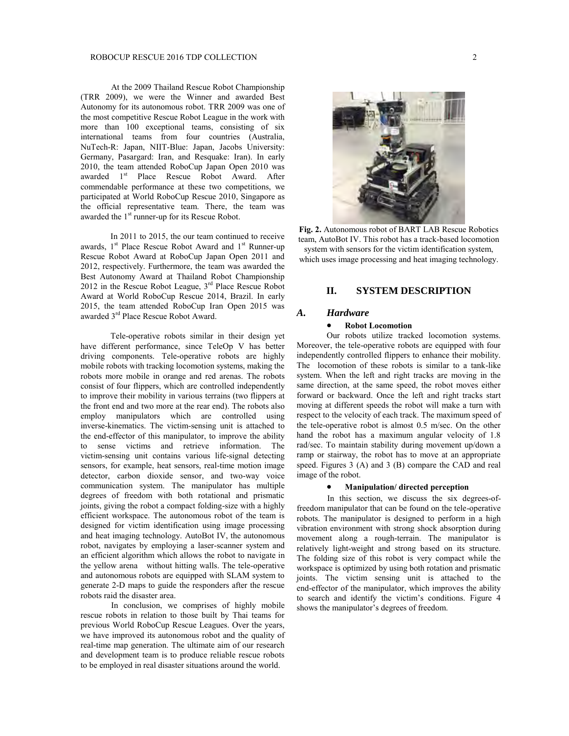At the 2009 Thailand Rescue Robot Championship (TRR 2009), we were the Winner and awarded Best Autonomy for its autonomous robot. TRR 2009 was one of the most competitive Rescue Robot League in the work with more than 100 exceptional teams, consisting of six international teams from four countries (Australia, NuTech-R: Japan, NIIT-Blue: Japan, Jacobs University: Germany, Pasargard: Iran, and Resquake: Iran). In early 2010, the team attended RoboCup Japan Open 2010 was awarded 1st Place Rescue Robot Award. After commendable performance at these two competitions, we participated at World RoboCup Rescue 2010, Singapore as the official representative team. There, the team was awarded the 1st runner-up for its Rescue Robot.

In 2011 to 2015, the our team continued to receive awards, 1st Place Rescue Robot Award and 1st Runner-up Rescue Robot Award at RoboCup Japan Open 2011 and 2012, respectively. Furthermore, the team was awarded the Best Autonomy Award at Thailand Robot Championship 2012 in the Rescue Robot League, 3rd Place Rescue Robot Award at World RoboCup Rescue 2014, Brazil. In early 2015, the team attended RoboCup Iran Open 2015 was awarded 3rd Place Rescue Robot Award.

Tele-operative robots similar in their design yet have different performance, since TeleOp V has better driving components. Tele-operative robots are highly mobile robots with tracking locomotion systems, making the robots more mobile in orange and red arenas. The robots consist of four flippers, which are controlled independently to improve their mobility in various terrains (two flippers at the front end and two more at the rear end). The robots also employ manipulators which are controlled using inverse-kinematics. The victim-sensing unit is attached to the end-effector of this manipulator, to improve the ability to sense victims and retrieve information. The victim-sensing unit contains various life-signal detecting sensors, for example, heat sensors, real-time motion image detector, carbon dioxide sensor, and two-way voice communication system. The manipulator has multiple degrees of freedom with both rotational and prismatic joints, giving the robot a compact folding-size with a highly efficient workspace. The autonomous robot of the team is designed for victim identification using image processing and heat imaging technology. AutoBot IV, the autonomous robot, navigates by employing a laser-scanner system and an efficient algorithm which allows the robot to navigate in the yellow arena without hitting walls. The tele-operative and autonomous robots are equipped with SLAM system to generate 2-D maps to guide the responders after the rescue robots raid the disaster area.

In conclusion, we comprises of highly mobile rescue robots in relation to those built by Thai teams for previous World RoboCup Rescue Leagues. Over the years, we have improved its autonomous robot and the quality of real-time map generation. The ultimate aim of our research and development team is to produce reliable rescue robots to be employed in real disaster situations around the world.

**Fig. 2.** Autonomous robot of BART LAB Rescue Robotics team, AutoBot IV. This robot has a track-based locomotion system with sensors for the victim identification system, which uses image processing and heat imaging technology.

## II. SYSTEM DESCRIPTION

### A. *Hardware*

- **Robot Locomotion**

Our robots utilize tracked locomotion systems. Moreover, the tele-operative robots are equipped with four independently controlled flippers to enhance their mobility. The locomotion of these robots is similar to a tank-like system. When the left and right tracks are moving in the same direction, at the same speed, the robot moves either forward or backward. Once the left and right tracks start moving at different speeds the robot will make a turn with respect to the velocity of each track. The maximum speed of the tele-operative robot is almost 0.5 m/sec. On the other hand the robot has a maximum angular velocity of 1.8 rad/sec. To maintain stability during movement up/down a ramp or stairway, the robot has to move at an appropriate speed. Figures 3 (A) and 3 (B) compare the CAD and real image of the robot.

- **Manipulation/ directed perception**

In this section, we discuss the six degrees-of-freedom manipulator that can be found on the tele-operative robots. The manipulator is designed to perform in a high vibration environment with strong shock absorption during movement along a rough-terrain. The manipulator is relatively light-weight and strong based on its structure. The folding size of this robot is very compact while the workspace is optimized by using both rotation and prismatic joints. The victim sensing unit is attached to the end-effector of the manipulator, which improves the ability to search and identify the victim's conditions. Figure 4 shows the manipulator's degrees of freedom.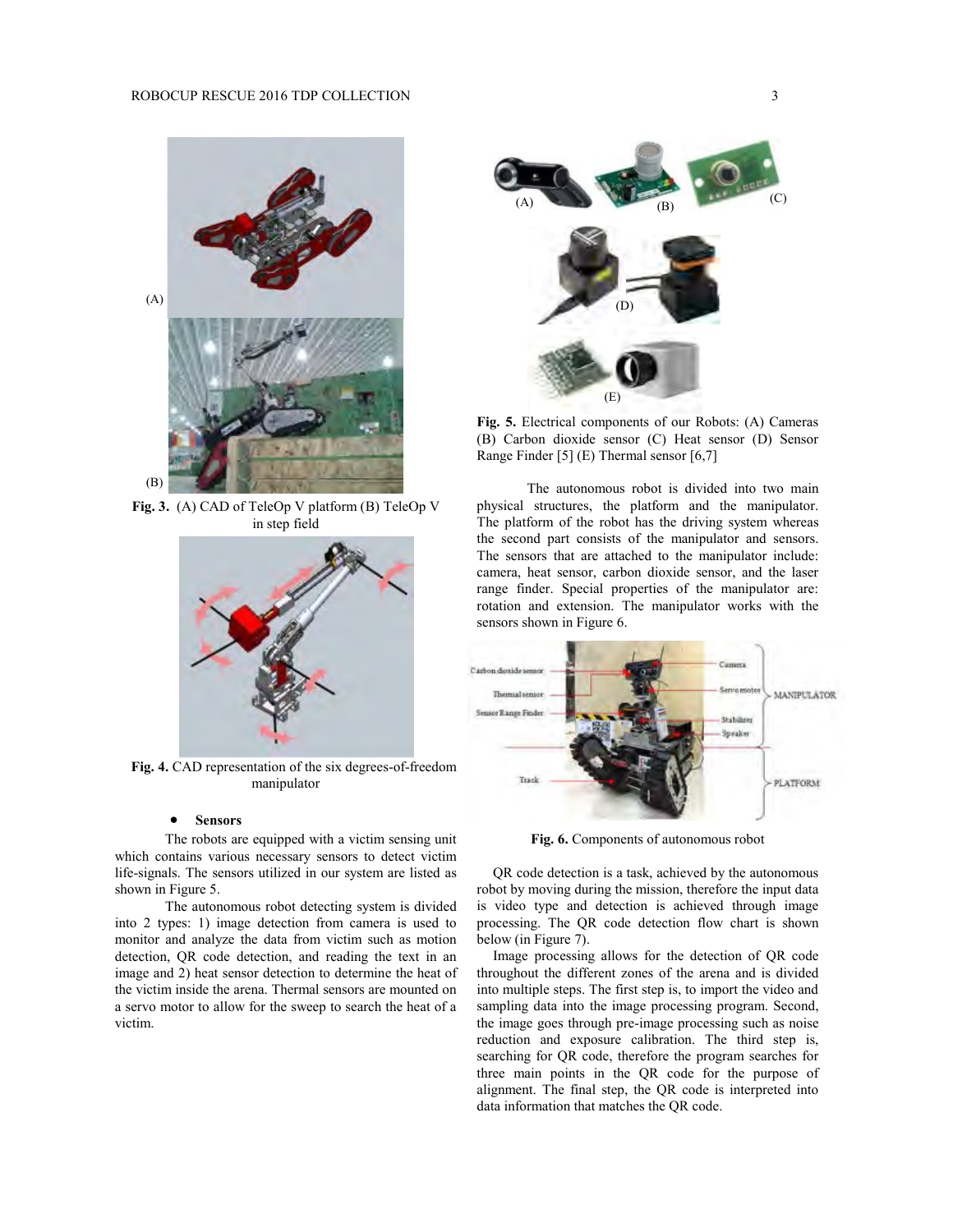Fig. 3. (A) CAD of TeleOp V platform (B) TeleOp V in step field

Fig. 4. CAD representation of the six degrees-of-freedom manipulator

- **Sensors**

The robots are equipped with a victim sensing unit which contains various necessary sensors to detect victim life-signals. The sensors utilized in our system are listed as shown in Figure 5.

The autonomous robot detecting system is divided into 2 types: 1) image detection from camera is used to monitor and analyze the data from victim such as motion detection, QR code detection, and reading the text in an image and 2) heat sensor detection to determine the heat of the victim inside the arena. Thermal sensors are mounted on a servo motor to allow for the sweep to search the heat of a victim.

**Fig. 5.** Electrical components of our Robots: (A) Cameras (B) Carbon dioxide sensor (C) Heat sensor (D) Sensor Range Finder [5] (E) Thermal sensor [6,7]

The autonomous robot is divided into two main physical structures, the platform and the manipulator. The platform of the robot has the driving system whereas the second part consists of the manipulator and sensors. The sensors that are attached to the manipulator include: camera, heat sensor, carbon dioxide sensor, and the laser range finder. Special properties of the manipulator are: rotation and extension. The manipulator works with the sensors shown in Figure 6.

**Fig. 6.** Components of autonomous robot

QR code detection is a task, achieved by the autonomous robot by moving during the mission, therefore the input data is video type and detection is achieved through image processing. The QR code detection flow chart is shown below (in Figure 7).

Image processing allows for the detection of QR code throughout the different zones of the arena and is divided into multiple steps. The first step is, to import the video and sampling data into the image processing program. Second, the image goes through pre-image processing such as noise reduction and exposure calibration. The third step is, searching for QR code, therefore the program searches for three main points in the QR code for the purpose of alignment. The final step, the QR code is interpreted into data information that matches the QR code.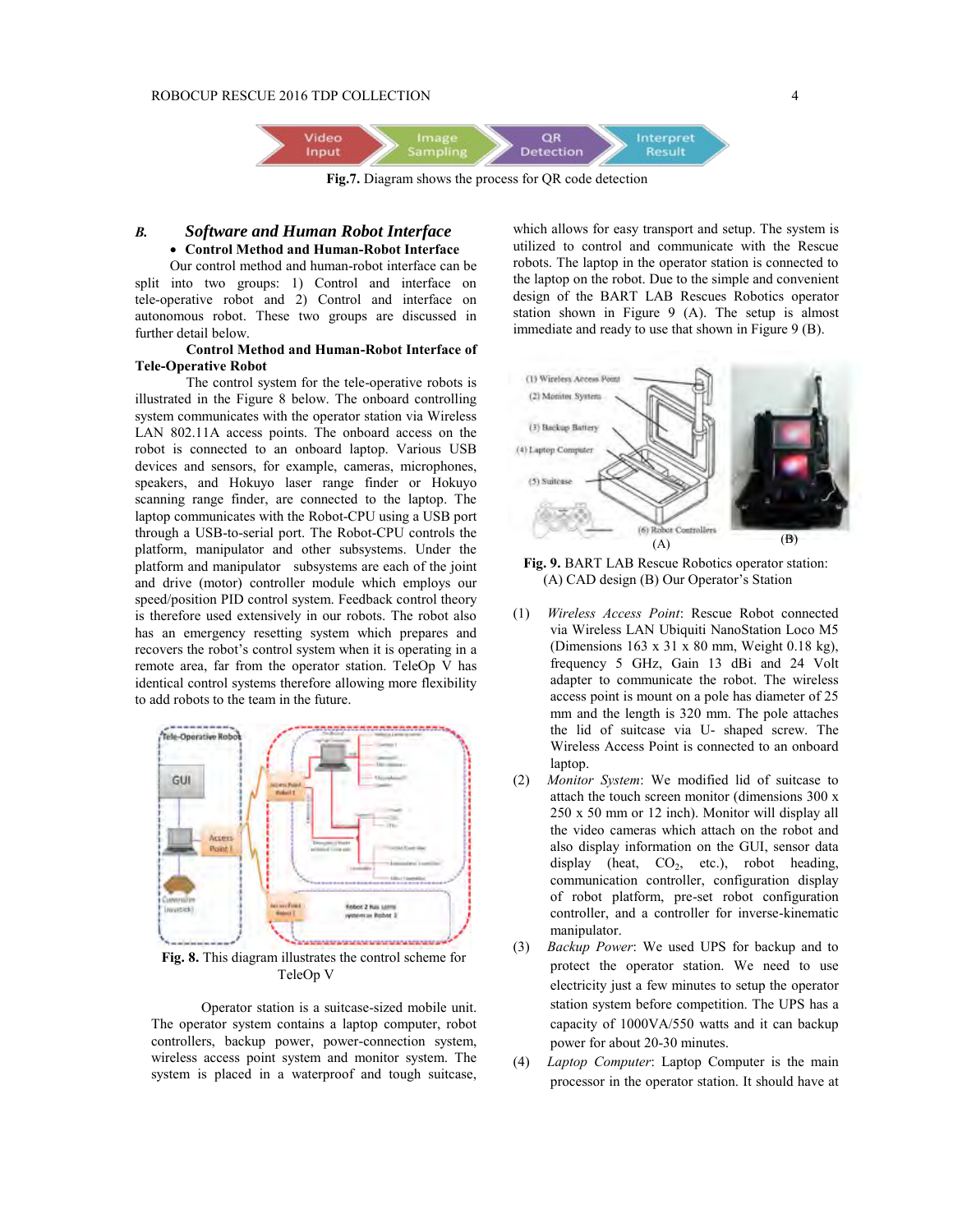**Fig.7.** Diagram shows the process for QR code detection

### *B. Software and Human Robot Interface*

- **Control Method and Human-Robot Interface**

Our control method and human-robot interface can be split into two groups: 1) Control and interface on tele-operative robot and 2) Control and interface on autonomous robot. These two groups are discussed in further detail below.

**Control Method and Human-Robot Interface of Tele-Operative Robot**

The control system for the tele-operative robots is illustrated in the Figure 8 below. The onboard controlling system communicates with the operator station via Wireless LAN 802.11A access points. The onboard access on the robot is connected to an onboard laptop. Various USB devices and sensors, for example, cameras, microphones, speakers, and Hokuyo laser range finder or Hokuyo scanning range finder, are connected to the laptop. The laptop communicates with the Robot-CPU using a USB port through a USB-to-serial port. The Robot-CPU controls the platform, manipulator and other subsystems. Under the platform and manipulator subsystems are each of the joint and drive (motor) controller module which employs our speed/position PID control system. Feedback control theory is therefore used extensively in our robots. The robot also has an emergency resetting system which prepares and recovers the robot's control system when it is operating in a remote area, far from the operator station. TeleOp V has identical control systems therefore allowing more flexibility to add robots to the team in the future.

**Fig. 8.** This diagram illustrates the control scheme for TeleOp V

Operator station is a suitcase-sized mobile unit. The operator system contains a laptop computer, robot controllers, backup power, power-connection system, wireless access point system and monitor system. The system is placed in a waterproof and tough suitcase, which allows for easy transport and setup. The system is utilized to control and communicate with the Rescue robots. The laptop in the operator station is connected to the laptop on the robot. Due to the simple and convenient design of the BART LAB Rescues Robotics operator station shown in Figure 9 (A). The setup is almost immediate and ready to use that shown in Figure 9 (B).

**Fig. 9.** BART LAB Rescue Robotics operator station: (A) CAD design (B) Our Operator's Station

(1) *Wireless Access Point*: Rescue Robot connected via Wireless LAN Ubiquiti NanoStation Loco M5 (Dimensions 163 x 31 x 80 mm, Weight 0.18 kg), frequency 5 GHz, Gain 13 dBi and 24 Volt adapter to communicate the robot. The wireless access point is mount on a pole has diameter of 25 mm and the length is 320 mm. The pole attaches the lid of suitcase via U- shaped screw. The Wireless Access Point is connected to an onboard laptop.

(2) *Monitor System*: We modified lid of suitcase to attach the touch screen monitor (dimensions 300 x 250 x 50 mm or 12 inch). Monitor will display all the video cameras which attach on the robot and also display information on the GUI, sensor data display (heat, $CO_2$, etc.), robot heading, communication controller, configuration display of robot platform, pre-set robot configuration controller, and a controller for inverse-kinematic manipulator.

(3) *Backup Power*: We used UPS for backup and to protect the operator station. We need to use electricity just a few minutes to setup the operator station system before competition. The UPS has a capacity of 1000VA/550 watts and it can backup power for about 20-30 minutes.

(4) *Laptop Computer*: Laptop Computer is the main processor in the operator station. It should have at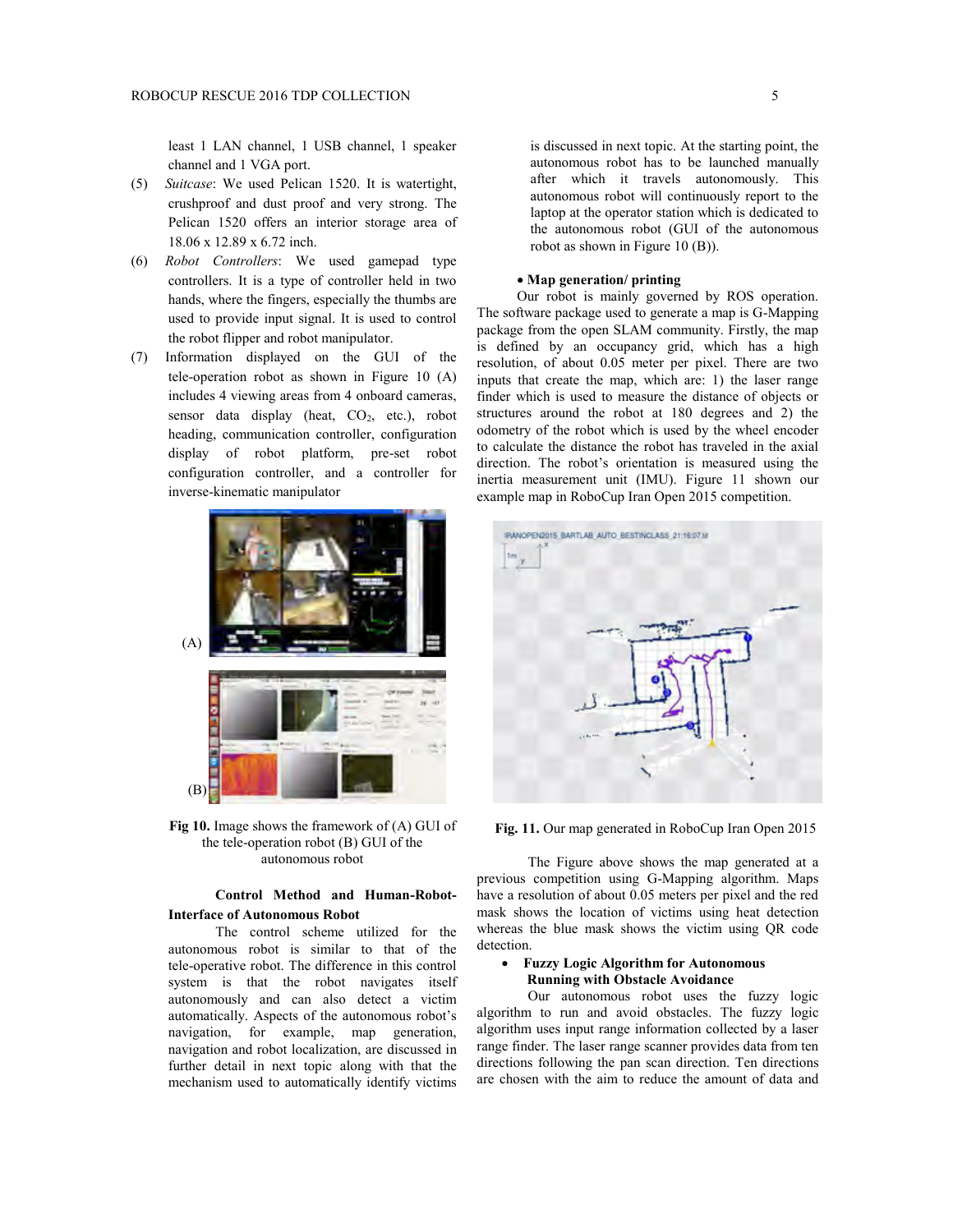least 1 LAN channel, 1 USB channel, 1 speaker channel and 1 VGA port.

(5) *Suitcase*: We used Pelican 1520. It is watertight, crushproof and dust proof and very strong. The Pelican 1520 offers an interior storage area of 18.06 x 12.89 x 6.72 inch.

(6) *Robot Controllers*: We used gamepad type controllers. It is a type of controller held in two hands, where the fingers, especially the thumbs are used to provide input signal. It is used to control the robot flipper and robot manipulator.

(7) Information displayed on the GUI of the tele-operation robot as shown in Figure 10 (A) includes 4 viewing areas from 4 onboard cameras, sensor data display (heat, $CO_2$, etc.), robot heading, communication controller, configuration display of robot platform, pre-set robot configuration controller, and a controller for inverse-kinematic manipulator

**Fig 10.** Image shows the framework of (A) GUI of the tele-operation robot (B) GUI of the autonomous robot

**Control Method and Human-Robot-Interface of Autonomous Robot**

The control scheme utilized for the autonomous robot is similar to that of the tele-operative robot. The difference in this control system is that the robot navigates itself autonomously and can also detect a victim automatically. Aspects of the autonomous robot's navigation, for example, map generation, navigation and robot localization, are discussed in further detail in next topic along with that the mechanism used to automatically identify victims is discussed in next topic. At the starting point, the autonomous robot has to be launched manually after which it travels autonomously. This autonomous robot will continuously report to the laptop at the operator station which is dedicated to the autonomous robot (GUI of the autonomous robot as shown in Figure 10 (B)).

- **Map generation/ printing**

Our robot is mainly governed by ROS operation. The software package used to generate a map is G-Mapping package from the open SLAM community. Firstly, the map is defined by an occupancy grid, which has a high resolution, of about 0.05 meter per pixel. There are two inputs that create the map, which are: 1) the laser range finder which is used to measure the distance of objects or structures around the robot at 180 degrees and 2) the odometry of the robot which is used by the wheel encoder to calculate the distance the robot has traveled in the axial direction. The robot's orientation is measured using the inertia measurement unit (IMU). Figure 11 shown our example map in RoboCup Iran Open 2015 competition.

**Fig. 11.** Our map generated in RoboCup Iran Open 2015

The Figure above shows the map generated at a previous competition using G-Mapping algorithm. Maps have a resolution of about 0.05 meters per pixel and the red mask shows the location of victims using heat detection whereas the blue mask shows the victim using QR code detection.

- **Fuzzy Logic Algorithm for Autonomous Running with Obstacle Avoidance**

Our autonomous robot uses the fuzzy logic algorithm to run and avoid obstacles. The fuzzy logic algorithm uses input range information collected by a laser range finder. The laser range scanner provides data from ten directions following the pan scan direction. Ten directions are chosen with the aim to reduce the amount of data and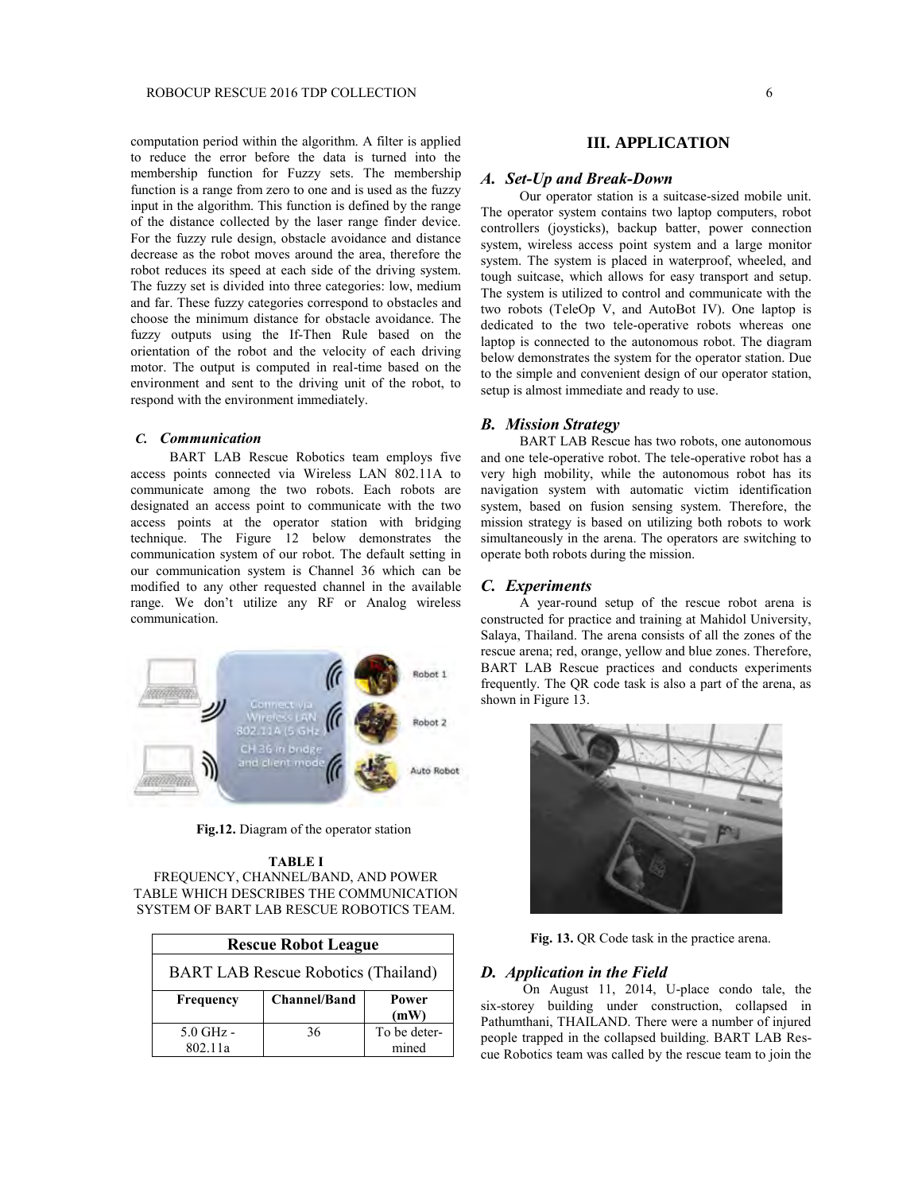computation period within the algorithm. A filter is applied to reduce the error before the data is turned into the membership function for Fuzzy sets. The membership function is a range from zero to one and is used as the fuzzy input in the algorithm. This function is defined by the range of the distance collected by the laser range finder device. For the fuzzy rule design, obstacle avoidance and distance decrease as the robot moves around the area, therefore the robot reduces its speed at each side of the driving system. The fuzzy set is divided into three categories: low, medium and far. These fuzzy categories correspond to obstacles and choose the minimum distance for obstacle avoidance. The fuzzy outputs using the If-Then Rule based on the orientation of the robot and the velocity of each driving motor. The output is computed in real-time based on the environment and sent to the driving unit of the robot, to respond with the environment immediately.

### *C. Communication*

BART LAB Rescue Robotics team employs five access points connected via Wireless LAN 802.11A to communicate among the two robots. Each robots are designated an access point to communicate with the two access points at the operator station with bridging technique. The Figure 12 below demonstrates the communication system of our robot. The default setting in our communication system is Channel 36 which can be modified to any other requested channel in the available range. We don't utilize any RF or Analog wireless communication.

**Fig.12.** Diagram of the operator station

**TABLE I**
FREQUENCY, CHANNEL/BAND, AND POWER TABLE WHICH DESCRIBES THE COMMUNICATION SYSTEM OF BART LAB RESCUE ROBOTICS TEAM.

| **Rescue Robot League** | | |
|---|---|---|
| BART LAB Rescue Robotics (Thailand) | | |
| **Frequency** | **Channel/Band** | **Power (mW)** |
| 5.0 GHz - 802.11a | 36 | To be determined |

## III. APPLICATION

### *A. Set-Up and Break-Down*

Our operator station is a suitcase-sized mobile unit. The operator system contains two laptop computers, robot controllers (joysticks), backup batter, power connection system, wireless access point system and a large monitor system. The system is placed in waterproof, wheeled, and tough suitcase, which allows for easy transport and setup. The system is utilized to control and communicate with the two robots (TeleOp V, and AutoBot IV). One laptop is dedicated to the two tele-operative robots whereas one laptop is connected to the autonomous robot. The diagram below demonstrates the system for the operator station. Due to the simple and convenient design of our operator station, setup is almost immediate and ready to use.

### *B. Mission Strategy*

BART LAB Rescue has two robots, one autonomous and one tele-operative robot. The tele-operative robot has a very high mobility, while the autonomous robot has its navigation system with automatic victim identification system, based on fusion sensing system. Therefore, the mission strategy is based on utilizing both robots to work simultaneously in the arena. The operators are switching to operate both robots during the mission.

### *C. Experiments*

A year-round setup of the rescue robot arena is constructed for practice and training at Mahidol University, Salaya, Thailand. The arena consists of all the zones of the rescue arena; red, orange, yellow and blue zones. Therefore, BART LAB Rescue practices and conducts experiments frequently. The QR code task is also a part of the arena, as shown in Figure 13.

**Fig. 13.** QR Code task in the practice arena.

### *D. Application in the Field*

On August 11, 2014, U-place condo tale, the six-storey building under construction, collapsed in Pathumthani, THAILAND. There were a number of injured people trapped in the collapsed building. BART LAB Rescue Robotics team was called by the rescue team to join the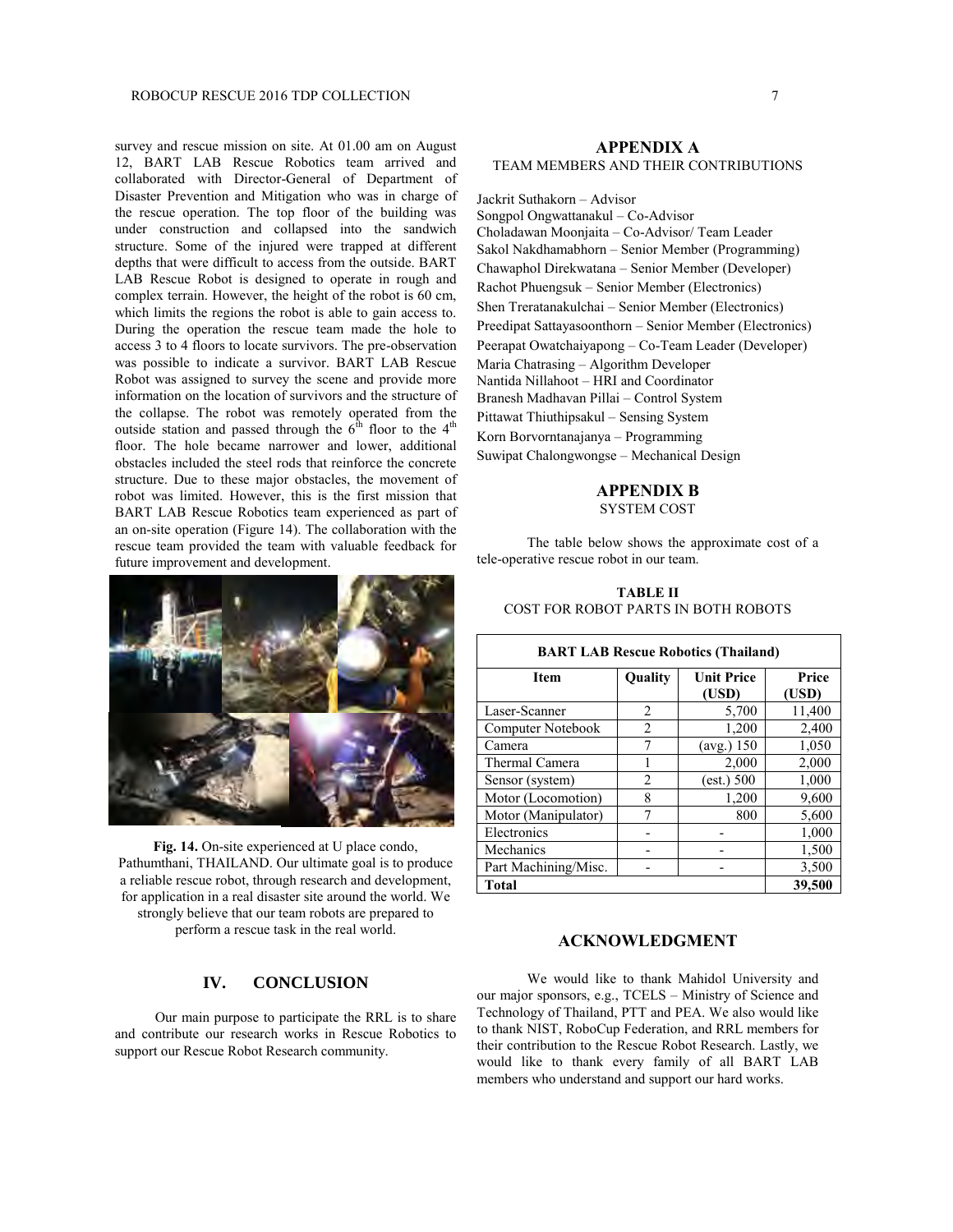survey and rescue mission on site. At 01.00 am on August 12, BART LAB Rescue Robotics team arrived and collaborated with Director-General of Department of Disaster Prevention and Mitigation who was in charge of the rescue operation. The top floor of the building was under construction and collapsed into the sandwich structure. Some of the injured were trapped at different depths that were difficult to access from the outside. BART LAB Rescue Robot is designed to operate in rough and complex terrain. However, the height of the robot is 60 cm, which limits the regions the robot is able to gain access to. During the operation the rescue team made the hole to access 3 to 4 floors to locate survivors. The pre-observation was possible to indicate a survivor. BART LAB Rescue Robot was assigned to survey the scene and provide more information on the location of survivors and the structure of the collapse. The robot was remotely operated from the outside station and passed through the 6$^{th}$ floor to the 4$^{th}$ floor. The hole became narrower and lower, additional obstacles included the steel rods that reinforce the concrete structure. Due to these major obstacles, the movement of robot was limited. However, this is the first mission that BART LAB Rescue Robotics team experienced as part of an on-site operation (Figure 14). The collaboration with the rescue team provided the team with valuable feedback for future improvement and development.

**Fig. 14.** On-site experienced at U place condo, Pathumthani, THAILAND. Our ultimate goal is to produce a reliable rescue robot, through research and development, for application in a real disaster site around the world. We strongly believe that our team robots are prepared to perform a rescue task in the real world.

## IV. CONCLUSION

Our main purpose to participate the RRL is to share and contribute our research works in Rescue Robotics to support our Rescue Robot Research community.

## APPENDIX A

TEAM MEMBERS AND THEIR CONTRIBUTIONS

Jackrit Suthakorn – Advisor
Songpol Ongwattanakul – Co-Advisor
Choladawan Moonjaita – Co-Advisor/ Team Leader
Sakol Nakdhamabhorn – Senior Member (Programming)
Chawaphol Direkwatana – Senior Member (Developer)
Rachot Phuengsuk – Senior Member (Electronics)
Shen Treratanakulchai – Senior Member (Electronics)
Preedipat Sattayasoonthorn – Senior Member (Electronics)
Peerapat Owatchaiyapong – Co-Team Leader (Developer)
Maria Chatrasing – Algorithm Developer
Nantida Nillahoot – HRI and Coordinator
Branesh Madhavan Pillai – Control System
Pittawat Thiuthipsakul – Sensing System
Korn Borvorntanajanya – Programming
Suwipat Chalongwongse – Mechanical Design

## APPENDIX B

SYSTEM COST

The table below shows the approximate cost of a tele-operative rescue robot in our team.

**TABLE II**
COST FOR ROBOT PARTS IN BOTH ROBOTS

| BART LAB Rescue Robotics (Thailand) | | | |
|---|---|---|---|
| **Item** | **Quality** | **Unit Price (USD)** | **Price (USD)** |
| Laser-Scanner | 2 | 5,700 | 11,400 |
| Computer Notebook | 2 | 1,200 | 2,400 |
| Camera | 7 | (avg.) 150 | 1,050 |
| Thermal Camera | 1 | 2,000 | 2,000 |
| Sensor (system) | 2 | (est.) 500 | 1,000 |
| Motor (Locomotion) | 8 | 1,200 | 9,600 |
| Motor (Manipulator) | 7 | 800 | 5,600 |
| Electronics | - | - | 1,000 |
| Mechanics | - | - | 1,500 |
| Part Machining/Misc. | - | - | 3,500 |
| **Total** | | | **39,500** |

## ACKNOWLEDGMENT

We would like to thank Mahidol University and our major sponsors, e.g., TCELS – Ministry of Science and Technology of Thailand, PTT and PEA. We also would like to thank NIST, RoboCup Federation, and RRL members for their contribution to the Rescue Robot Research. Lastly, we would like to thank every family of all BART LAB members who understand and support our hard works.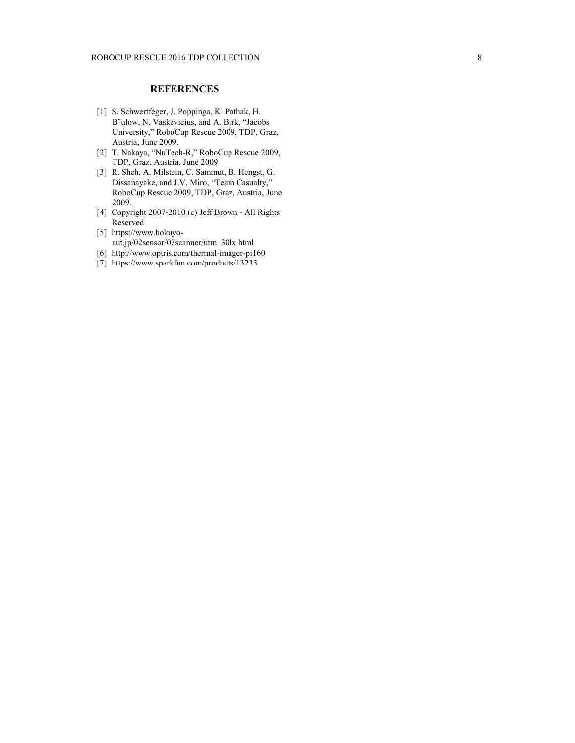## REFERENCES

[1] S. Schwertfeger, J. Poppinga, K. Pathak, H. B¨ulow, N. Vaskevicius, and A. Birk, "Jacobs University," RoboCup Rescue 2009, TDP, Graz, Austria, June 2009.

[2] T. Nakaya, "NuTech-R," RoboCup Rescue 2009, TDP, Graz, Austria, June 2009

[3] R. Sheh, A. Milstein, C. Sammut, B. Hengst, G. Dissanayake, and J.V. Miro, "Team Casualty," RoboCup Rescue 2009, TDP, Graz, Austria, June 2009.

[4] Copyright 2007-2010 (c) Jeff Brown - All Rights Reserved

[5] https://www.hokuyo-aut.jp/02sensor/07scanner/utm_30lx.html

[6] http://www.optris.com/thermal-imager-pi160

[7] https://www.sparkfun.com/products/13233